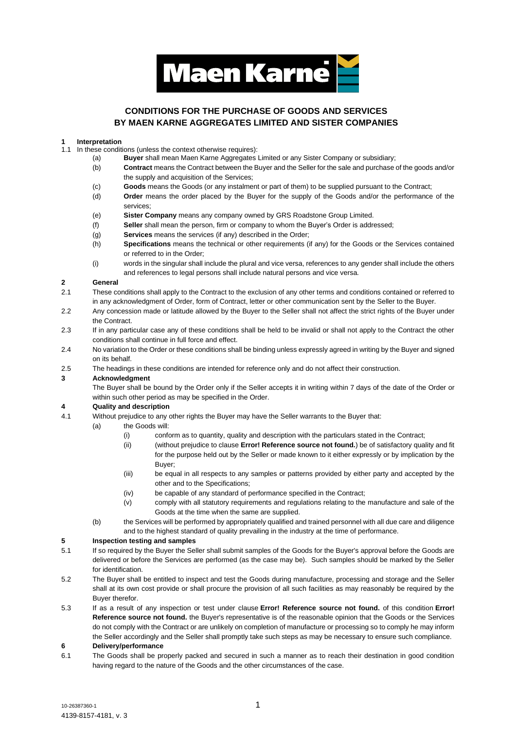Maen Karne

# CONDITIONS FOR THE PURCHASE OF GOODS AND SERVICES BY MAEN KARNE AGGREGATES LIMITED AND SISTER COMPANIES

## 1 Interpretation

1.1 In these conditions (unless the context otherwise requires):

(a) **Buyer** shall mean Maen Karne Aggregates Limited or any Sister Company or subsidiary;

(b) **Contract** means the Contract between the Buyer and the Seller for the sale and purchase of the goods and/or the supply and acquisition of the Services;

(c) **Goods** means the Goods (or any instalment or part of them) to be supplied pursuant to the Contract;

(d) **Order** means the order placed by the Buyer for the supply of the Goods and/or the performance of the services;

(e) **Sister Company** means any company owned by GRS Roadstone Group Limited.

(f) **Seller** shall mean the person, firm or company to whom the Buyer's Order is addressed;

(g) **Services** means the services (if any) described in the Order;

(h) **Specifications** means the technical or other requirements (if any) for the Goods or the Services contained or referred to in the Order;

(i) words in the singular shall include the plural and vice versa, references to any gender shall include the others and references to legal persons shall include natural persons and vice versa.

## 2 General

2.1 These conditions shall apply to the Contract to the exclusion of any other terms and conditions contained or referred to in any acknowledgment of Order, form of Contract, letter or other communication sent by the Seller to the Buyer.

2.2 Any concession made or latitude allowed by the Buyer to the Seller shall not affect the strict rights of the Buyer under the Contract.

2.3 If in any particular case any of these conditions shall be held to be invalid or shall not apply to the Contract the other conditions shall continue in full force and effect.

2.4 No variation to the Order or these conditions shall be binding unless expressly agreed in writing by the Buyer and signed on its behalf.

2.5 The headings in these conditions are intended for reference only and do not affect their construction.

## 3 Acknowledgment

The Buyer shall be bound by the Order only if the Seller accepts it in writing within 7 days of the date of the Order or within such other period as may be specified in the Order.

## 4 Quality and description

4.1 Without prejudice to any other rights the Buyer may have the Seller warrants to the Buyer that:

(a) the Goods will:

(i) conform as to quantity, quality and description with the particulars stated in the Contract;

(ii) (without prejudice to clause **Error! Reference source not found.**) be of satisfactory quality and fit for the purpose held out by the Seller or made known to it either expressly or by implication by the Buyer;

(iii) be equal in all respects to any samples or patterns provided by either party and accepted by the other and to the Specifications;

(iv) be capable of any standard of performance specified in the Contract;

(v) comply with all statutory requirements and regulations relating to the manufacture and sale of the Goods at the time when the same are supplied.

(b) the Services will be performed by appropriately qualified and trained personnel with all due care and diligence and to the highest standard of quality prevailing in the industry at the time of performance.

## 5 Inspection testing and samples

5.1 If so required by the Buyer the Seller shall submit samples of the Goods for the Buyer's approval before the Goods are delivered or before the Services are performed (as the case may be). Such samples should be marked by the Seller for identification.

5.2 The Buyer shall be entitled to inspect and test the Goods during manufacture, processing and storage and the Seller shall at its own cost provide or shall procure the provision of all such facilities as may reasonably be required by the Buyer therefor.

5.3 If as a result of any inspection or test under clause **Error! Reference source not found.** of this condition **Error! Reference source not found.** the Buyer's representative is of the reasonable opinion that the Goods or the Services do not comply with the Contract or are unlikely on completion of manufacture or processing so to comply he may inform the Seller accordingly and the Seller shall promptly take such steps as may be necessary to ensure such compliance.

## 6 Delivery/performance

6.1 The Goods shall be properly packed and secured in such a manner as to reach their destination in good condition having regard to the nature of the Goods and the other circumstances of the case.

10-26387360-1
4139-8157-4181, v. 3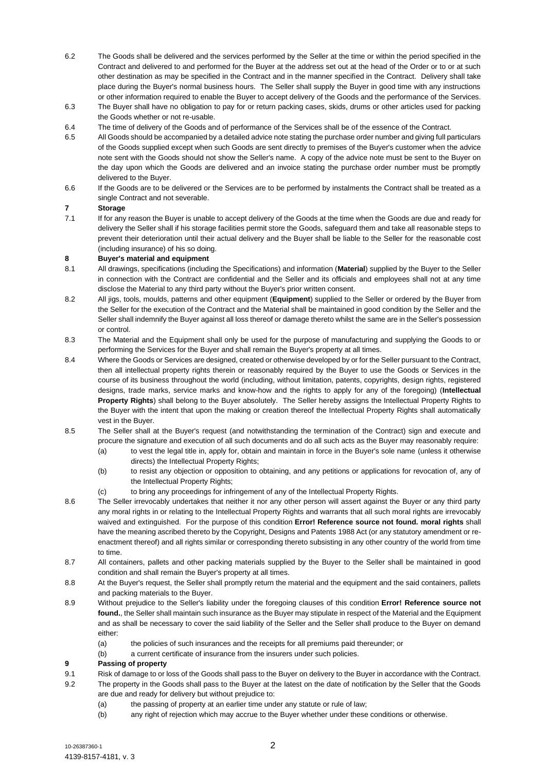6.2 The Goods shall be delivered and the services performed by the Seller at the time or within the period specified in the Contract and delivered to and performed for the Buyer at the address set out at the head of the Order or to or at such other destination as may be specified in the Contract and in the manner specified in the Contract. Delivery shall take place during the Buyer's normal business hours. The Seller shall supply the Buyer in good time with any instructions or other information required to enable the Buyer to accept delivery of the Goods and the performance of the Services.

6.3 The Buyer shall have no obligation to pay for or return packing cases, skids, drums or other articles used for packing the Goods whether or not re-usable.

6.4 The time of delivery of the Goods and of performance of the Services shall be of the essence of the Contract.

6.5 All Goods should be accompanied by a detailed advice note stating the purchase order number and giving full particulars of the Goods supplied except when such Goods are sent directly to premises of the Buyer's customer when the advice note sent with the Goods should not show the Seller's name. A copy of the advice note must be sent to the Buyer on the day upon which the Goods are delivered and an invoice stating the purchase order number must be promptly delivered to the Buyer.

6.6 If the Goods are to be delivered or the Services are to be performed by instalments the Contract shall be treated as a single Contract and not severable.

**7 Storage**

7.1 If for any reason the Buyer is unable to accept delivery of the Goods at the time when the Goods are due and ready for delivery the Seller shall if his storage facilities permit store the Goods, safeguard them and take all reasonable steps to prevent their deterioration until their actual delivery and the Buyer shall be liable to the Seller for the reasonable cost (including insurance) of his so doing.

**8 Buyer's material and equipment**

8.1 All drawings, specifications (including the Specifications) and information (**Material**) supplied by the Buyer to the Seller in connection with the Contract are confidential and the Seller and its officials and employees shall not at any time disclose the Material to any third party without the Buyer's prior written consent.

8.2 All jigs, tools, moulds, patterns and other equipment (**Equipment**) supplied to the Seller or ordered by the Buyer from the Seller for the execution of the Contract and the Material shall be maintained in good condition by the Seller and the Seller shall indemnify the Buyer against all loss thereof or damage thereto whilst the same are in the Seller's possession or control.

8.3 The Material and the Equipment shall only be used for the purpose of manufacturing and supplying the Goods to or performing the Services for the Buyer and shall remain the Buyer's property at all times.

8.4 Where the Goods or Services are designed, created or otherwise developed by or for the Seller pursuant to the Contract, then all intellectual property rights therein or reasonably required by the Buyer to use the Goods or Services in the course of its business throughout the world (including, without limitation, patents, copyrights, design rights, registered designs, trade marks, service marks and know-how and the rights to apply for any of the foregoing) (**Intellectual Property Rights**) shall belong to the Buyer absolutely. The Seller hereby assigns the Intellectual Property Rights to the Buyer with the intent that upon the making or creation thereof the Intellectual Property Rights shall automatically vest in the Buyer.

8.5 The Seller shall at the Buyer's request (and notwithstanding the termination of the Contract) sign and execute and procure the signature and execution of all such documents and do all such acts as the Buyer may reasonably require:

(a) to vest the legal title in, apply for, obtain and maintain in force in the Buyer's sole name (unless it otherwise directs) the Intellectual Property Rights;

(b) to resist any objection or opposition to obtaining, and any petitions or applications for revocation of, any of the Intellectual Property Rights;

(c) to bring any proceedings for infringement of any of the Intellectual Property Rights.

8.6 The Seller irrevocably undertakes that neither it nor any other person will assert against the Buyer or any third party any moral rights in or relating to the Intellectual Property Rights and warrants that all such moral rights are irrevocably waived and extinguished. For the purpose of this condition **Error! Reference source not found. moral rights** shall have the meaning ascribed thereto by the Copyright, Designs and Patents 1988 Act (or any statutory amendment or re-enactment thereof) and all rights similar or corresponding thereto subsisting in any other country of the world from time to time.

8.7 All containers, pallets and other packing materials supplied by the Buyer to the Seller shall be maintained in good condition and shall remain the Buyer's property at all times.

8.8 At the Buyer's request, the Seller shall promptly return the material and the equipment and the said containers, pallets and packing materials to the Buyer.

8.9 Without prejudice to the Seller's liability under the foregoing clauses of this condition **Error! Reference source not found.**, the Seller shall maintain such insurance as the Buyer may stipulate in respect of the Material and the Equipment and as shall be necessary to cover the said liability of the Seller and the Seller shall produce to the Buyer on demand either:

(a) the policies of such insurances and the receipts for all premiums paid thereunder; or

(b) a current certificate of insurance from the insurers under such policies.

**9 Passing of property**

9.1 Risk of damage to or loss of the Goods shall pass to the Buyer on delivery to the Buyer in accordance with the Contract.

9.2 The property in the Goods shall pass to the Buyer at the latest on the date of notification by the Seller that the Goods are due and ready for delivery but without prejudice to:

(a) the passing of property at an earlier time under any statute or rule of law;

(b) any right of rejection which may accrue to the Buyer whether under these conditions or otherwise.

10-26387360-1
4139-8157-4181, v. 3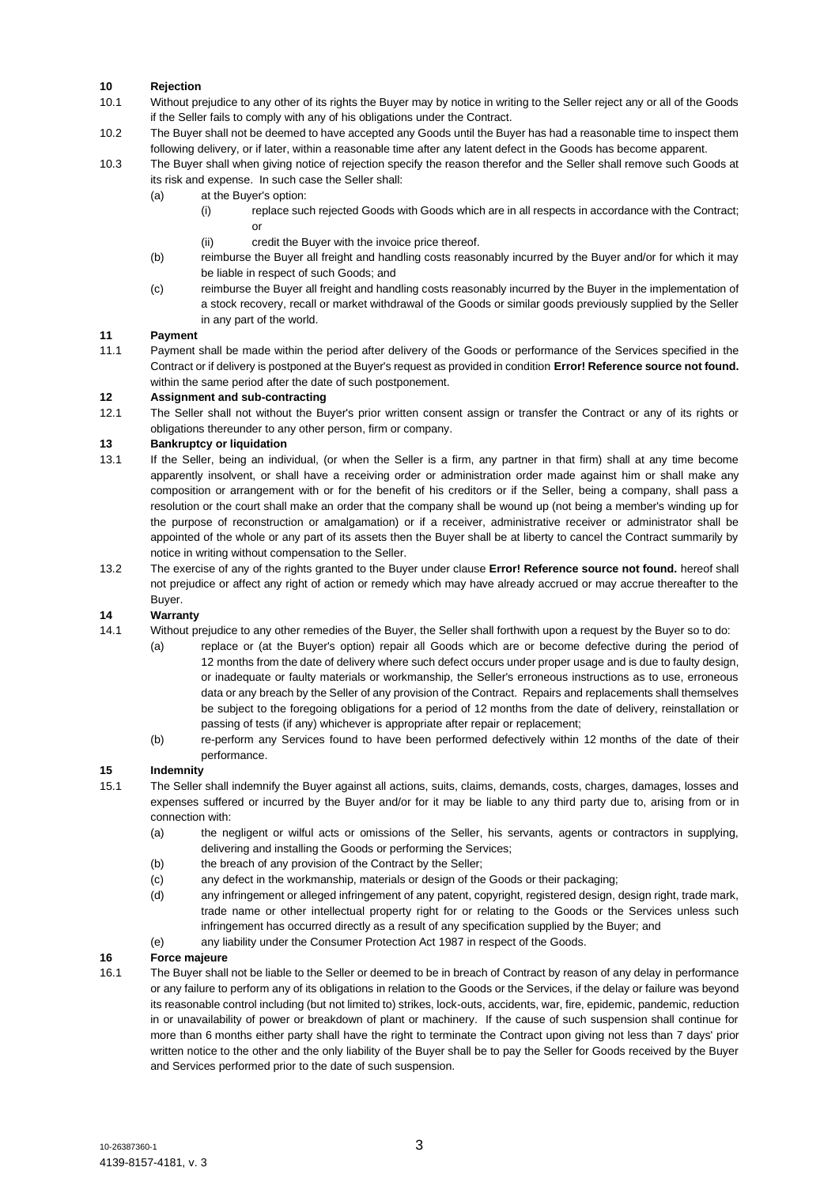## 10 Rejection

10.1 Without prejudice to any other of its rights the Buyer may by notice in writing to the Seller reject any or all of the Goods if the Seller fails to comply with any of his obligations under the Contract.

10.2 The Buyer shall not be deemed to have accepted any Goods until the Buyer has had a reasonable time to inspect them following delivery, or if later, within a reasonable time after any latent defect in the Goods has become apparent.

10.3 The Buyer shall when giving notice of rejection specify the reason therefor and the Seller shall remove such Goods at its risk and expense. In such case the Seller shall:

(a) at the Buyer's option:

(i) replace such rejected Goods with Goods which are in all respects in accordance with the Contract; or

(ii) credit the Buyer with the invoice price thereof.

(b) reimburse the Buyer all freight and handling costs reasonably incurred by the Buyer and/or for which it may be liable in respect of such Goods; and

(c) reimburse the Buyer all freight and handling costs reasonably incurred by the Buyer in the implementation of a stock recovery, recall or market withdrawal of the Goods or similar goods previously supplied by the Seller in any part of the world.

## 11 Payment

11.1 Payment shall be made within the period after delivery of the Goods or performance of the Services specified in the Contract or if delivery is postponed at the Buyer's request as provided in condition **Error! Reference source not found.** within the same period after the date of such postponement.

## 12 Assignment and sub-contracting

12.1 The Seller shall not without the Buyer's prior written consent assign or transfer the Contract or any of its rights or obligations thereunder to any other person, firm or company.

## 13 Bankruptcy or liquidation

13.1 If the Seller, being an individual, (or when the Seller is a firm, any partner in that firm) shall at any time become apparently insolvent, or shall have a receiving order or administration order made against him or shall make any composition or arrangement with or for the benefit of his creditors or if the Seller, being a company, shall pass a resolution or the court shall make an order that the company shall be wound up (not being a member's winding up for the purpose of reconstruction or amalgamation) or if a receiver, administrative receiver or administrator shall be appointed of the whole or any part of its assets then the Buyer shall be at liberty to cancel the Contract summarily by notice in writing without compensation to the Seller.

13.2 The exercise of any of the rights granted to the Buyer under clause **Error! Reference source not found.** hereof shall not prejudice or affect any right of action or remedy which may have already accrued or may accrue thereafter to the Buyer.

## 14 Warranty

14.1 Without prejudice to any other remedies of the Buyer, the Seller shall forthwith upon a request by the Buyer so to do:

(a) replace or (at the Buyer's option) repair all Goods which are or become defective during the period of 12 months from the date of delivery where such defect occurs under proper usage and is due to faulty design, or inadequate or faulty materials or workmanship, the Seller's erroneous instructions as to use, erroneous data or any breach by the Seller of any provision of the Contract. Repairs and replacements shall themselves be subject to the foregoing obligations for a period of 12 months from the date of delivery, reinstallation or passing of tests (if any) whichever is appropriate after repair or replacement;

(b) re-perform any Services found to have been performed defectively within 12 months of the date of their performance.

## 15 Indemnity

15.1 The Seller shall indemnify the Buyer against all actions, suits, claims, demands, costs, charges, damages, losses and expenses suffered or incurred by the Buyer and/or for it may be liable to any third party due to, arising from or in connection with:

(a) the negligent or wilful acts or omissions of the Seller, his servants, agents or contractors in supplying, delivering and installing the Goods or performing the Services;

(b) the breach of any provision of the Contract by the Seller;

(c) any defect in the workmanship, materials or design of the Goods or their packaging;

(d) any infringement or alleged infringement of any patent, copyright, registered design, design right, trade mark, trade name or other intellectual property right for or relating to the Goods or the Services unless such infringement has occurred directly as a result of any specification supplied by the Buyer; and

(e) any liability under the Consumer Protection Act 1987 in respect of the Goods.

## 16 Force majeure

16.1 The Buyer shall not be liable to the Seller or deemed to be in breach of Contract by reason of any delay in performance or any failure to perform any of its obligations in relation to the Goods or the Services, if the delay or failure was beyond its reasonable control including (but not limited to) strikes, lock-outs, accidents, war, fire, epidemic, pandemic, reduction in or unavailability of power or breakdown of plant or machinery. If the cause of such suspension shall continue for more than 6 months either party shall have the right to terminate the Contract upon giving not less than 7 days' prior written notice to the other and the only liability of the Buyer shall be to pay the Seller for Goods received by the Buyer and Services performed prior to the date of such suspension.

10-26387360-1
4139-8157-4181, v. 3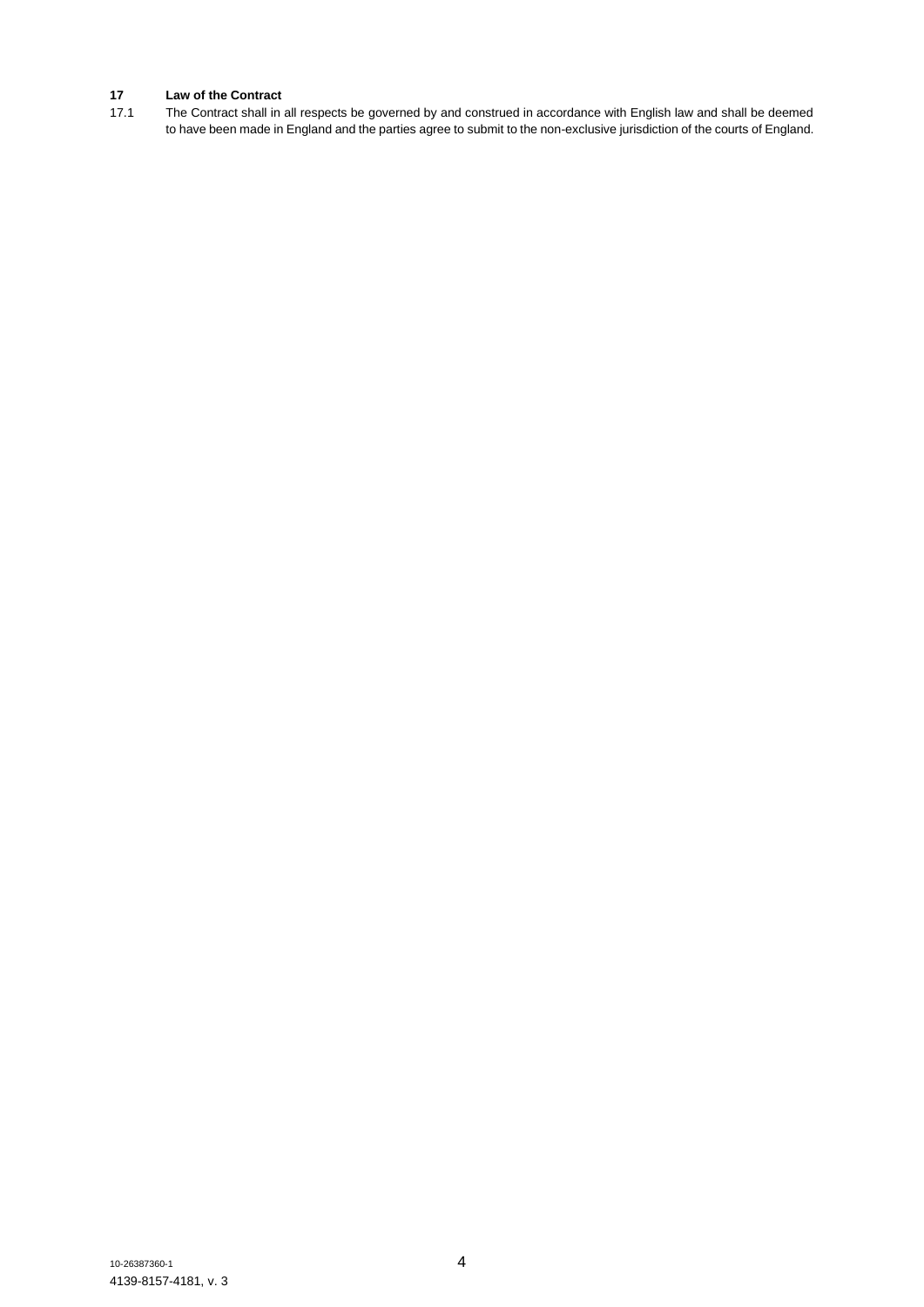**17 Law of the Contract**

17.1 The Contract shall in all respects be governed by and construed in accordance with English law and shall be deemed to have been made in England and the parties agree to submit to the non-exclusive jurisdiction of the courts of England.